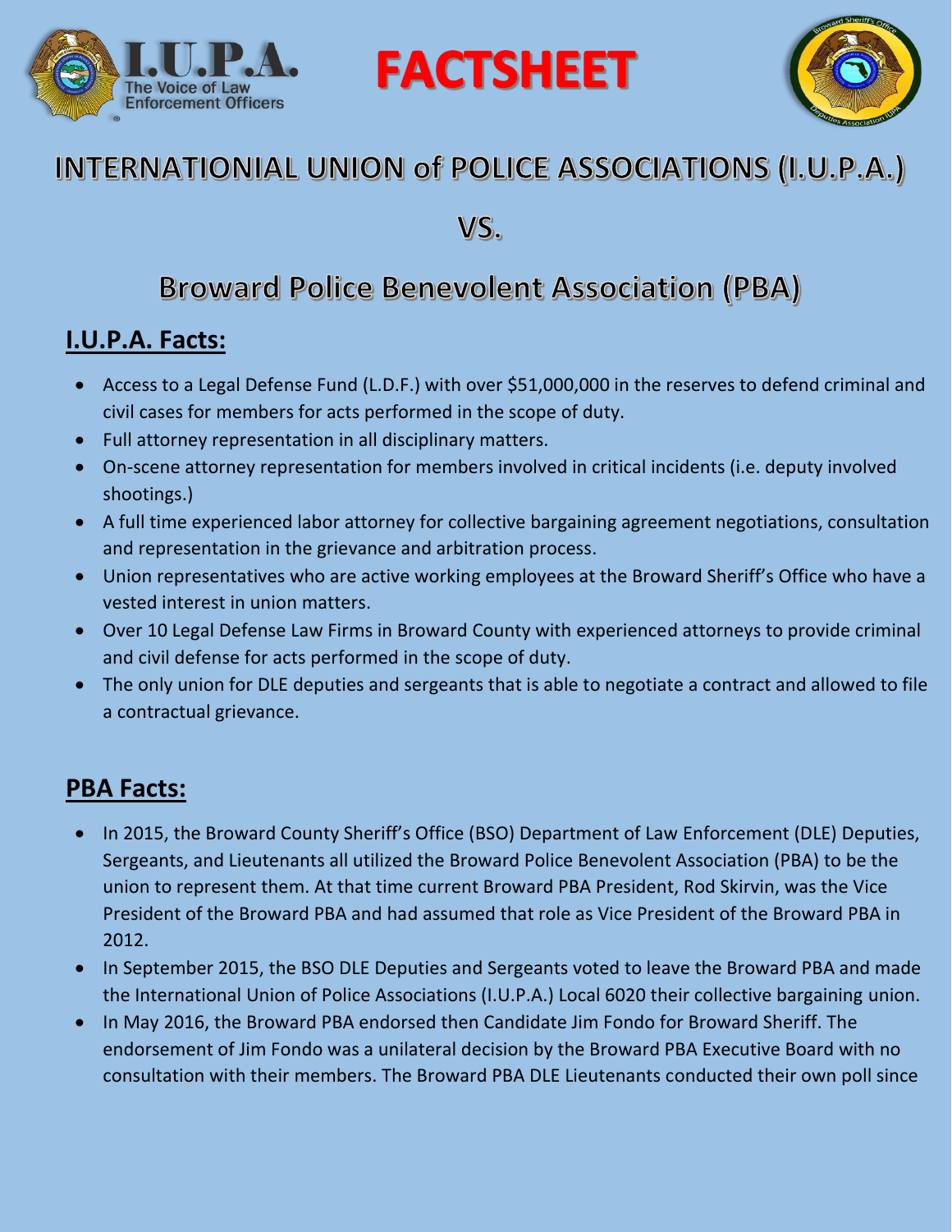# FACTSHEET

## INTERNATIONIAL UNION of POLICE ASSOCIATIONS (I.U.P.A.)

## VS.

## Broward Police Benevolent Association (PBA)

### I.U.P.A. Facts:

- Access to a Legal Defense Fund (L.D.F.) with over $51,000,000 in the reserves to defend criminal and civil cases for members for acts performed in the scope of duty.
- Full attorney representation in all disciplinary matters.
- On-scene attorney representation for members involved in critical incidents (i.e. deputy involved shootings.)
- A full time experienced labor attorney for collective bargaining agreement negotiations, consultation and representation in the grievance and arbitration process.
- Union representatives who are active working employees at the Broward Sheriff's Office who have a vested interest in union matters.
- Over 10 Legal Defense Law Firms in Broward County with experienced attorneys to provide criminal and civil defense for acts performed in the scope of duty.
- The only union for DLE deputies and sergeants that is able to negotiate a contract and allowed to file a contractual grievance.

### PBA Facts:

- In 2015, the Broward County Sheriff's Office (BSO) Department of Law Enforcement (DLE) Deputies, Sergeants, and Lieutenants all utilized the Broward Police Benevolent Association (PBA) to be the union to represent them. At that time current Broward PBA President, Rod Skirvin, was the Vice President of the Broward PBA and had assumed that role as Vice President of the Broward PBA in 2012.
- In September 2015, the BSO DLE Deputies and Sergeants voted to leave the Broward PBA and made the International Union of Police Associations (I.U.P.A.) Local 6020 their collective bargaining union.
- In May 2016, the Broward PBA endorsed then Candidate Jim Fondo for Broward Sheriff. The endorsement of Jim Fondo was a unilateral decision by the Broward PBA Executive Board with no consultation with their members. The Broward PBA DLE Lieutenants conducted their own poll since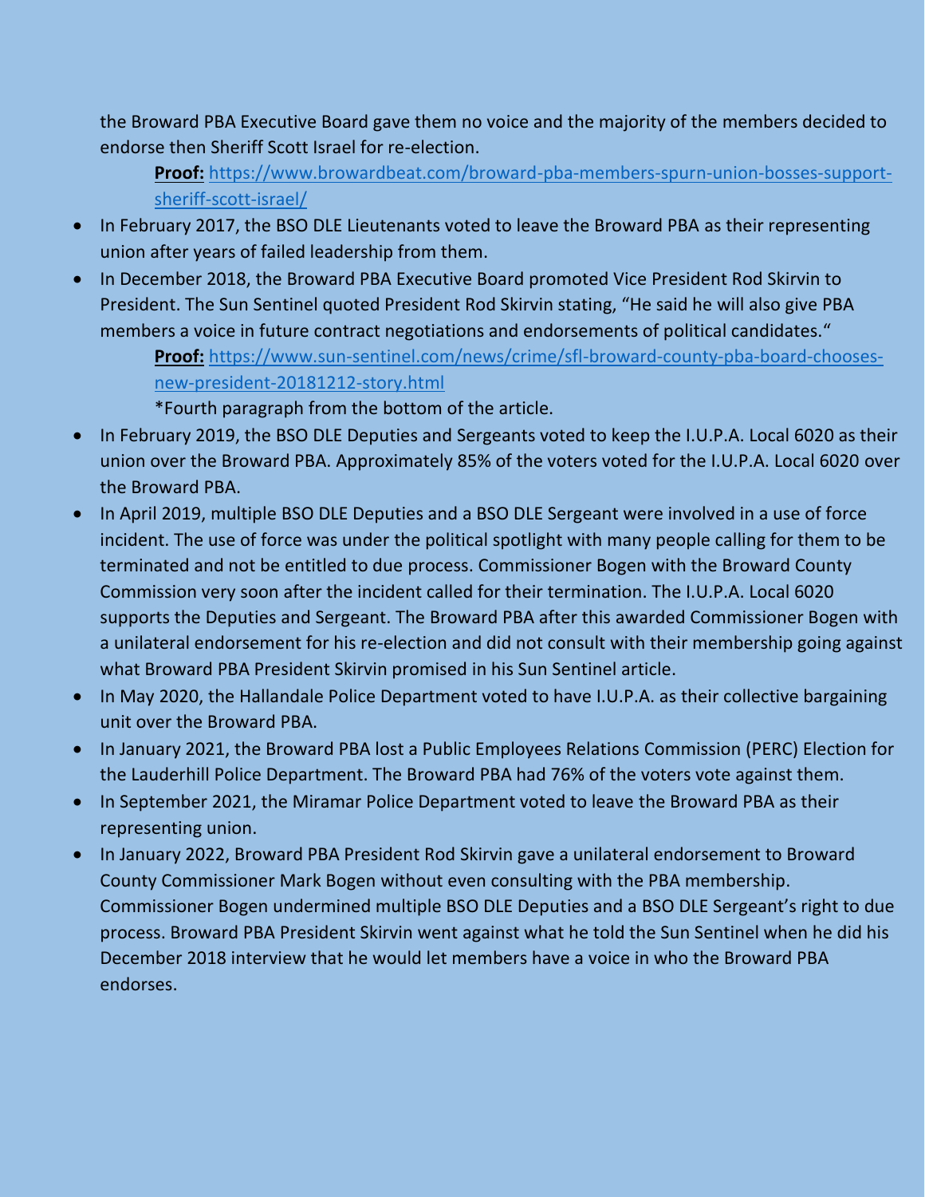the Broward PBA Executive Board gave them no voice and the majority of the members decided to endorse then Sheriff Scott Israel for re-election.

**Proof:** https://www.browardbeat.com/broward-pba-members-spurn-union-bosses-support-sheriff-scott-israel/

- In February 2017, the BSO DLE Lieutenants voted to leave the Broward PBA as their representing union after years of failed leadership from them.
- In December 2018, the Broward PBA Executive Board promoted Vice President Rod Skirvin to President. The Sun Sentinel quoted President Rod Skirvin stating, "He said he will also give PBA members a voice in future contract negotiations and endorsements of political candidates."

  **Proof:** https://www.sun-sentinel.com/news/crime/sfl-broward-county-pba-board-chooses-new-president-20181212-story.html

  *Fourth paragraph from the bottom of the article.
- In February 2019, the BSO DLE Deputies and Sergeants voted to keep the I.U.P.A. Local 6020 as their union over the Broward PBA. Approximately 85% of the voters voted for the I.U.P.A. Local 6020 over the Broward PBA.
- In April 2019, multiple BSO DLE Deputies and a BSO DLE Sergeant were involved in a use of force incident. The use of force was under the political spotlight with many people calling for them to be terminated and not be entitled to due process. Commissioner Bogen with the Broward County Commission very soon after the incident called for their termination. The I.U.P.A. Local 6020 supports the Deputies and Sergeant. The Broward PBA after this awarded Commissioner Bogen with a unilateral endorsement for his re-election and did not consult with their membership going against what Broward PBA President Skirvin promised in his Sun Sentinel article.
- In May 2020, the Hallandale Police Department voted to have I.U.P.A. as their collective bargaining unit over the Broward PBA.
- In January 2021, the Broward PBA lost a Public Employees Relations Commission (PERC) Election for the Lauderhill Police Department. The Broward PBA had 76% of the voters vote against them.
- In September 2021, the Miramar Police Department voted to leave the Broward PBA as their representing union.
- In January 2022, Broward PBA President Rod Skirvin gave a unilateral endorsement to Broward County Commissioner Mark Bogen without even consulting with the PBA membership. Commissioner Bogen undermined multiple BSO DLE Deputies and a BSO DLE Sergeant's right to due process. Broward PBA President Skirvin went against what he told the Sun Sentinel when he did his December 2018 interview that he would let members have a voice in who the Broward PBA endorses.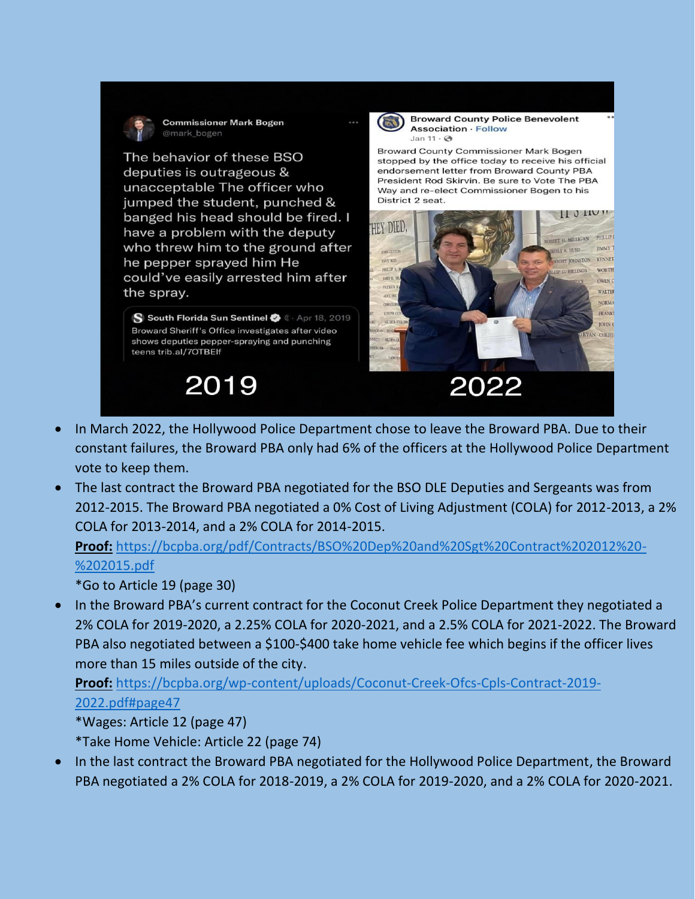**Commissioner Mark Bogen**
@mark_bogen

The behavior of these BSO deputies is outrageous & unacceptable The officer who jumped the student, punched & banged his head should be fired. I have a problem with the deputy who threw him to the ground after he pepper sprayed him He could've easily arrested him after the spray.

South Florida Sun Sentinel · Apr 18, 2019
Broward Sheriff's Office investigates after video shows deputies pepper-spraying and punching teens trib.al/7OTBEIf

2019

**Broward County Police Benevolent Association** · Follow
Jan 11

Broward County Commissioner Mark Bogen stopped by the office today to receive his official endorsement letter from Broward County PBA President Rod Skirvin. Be sure to Vote The PBA Way and re-elect Commissioner Bogen to his District 2 seat.

2022

- In March 2022, the Hollywood Police Department chose to leave the Broward PBA. Due to their constant failures, the Broward PBA only had 6% of the officers at the Hollywood Police Department vote to keep them.
- The last contract the Broward PBA negotiated for the BSO DLE Deputies and Sergeants was from 2012-2015. The Broward PBA negotiated a 0% Cost of Living Adjustment (COLA) for 2012-2013, a 2% COLA for 2013-2014, and a 2% COLA for 2014-2015.
  **Proof:** https://bcpba.org/pdf/Contracts/BSO%20Dep%20and%20Sgt%20Contract%202012%20-%202015.pdf
  *Go to Article 19 (page 30)
- In the Broward PBA's current contract for the Coconut Creek Police Department they negotiated a 2% COLA for 2019-2020, a 2.25% COLA for 2020-2021, and a 2.5% COLA for 2021-2022. The Broward PBA also negotiated between a $100-$400 take home vehicle fee which begins if the officer lives more than 15 miles outside of the city.
  **Proof:** https://bcpba.org/wp-content/uploads/Coconut-Creek-Ofcs-Cpls-Contract-2019-2022.pdf#page47
  *Wages: Article 12 (page 47)
  *Take Home Vehicle: Article 22 (page 74)
- In the last contract the Broward PBA negotiated for the Hollywood Police Department, the Broward PBA negotiated a 2% COLA for 2018-2019, a 2% COLA for 2019-2020, and a 2% COLA for 2020-2021.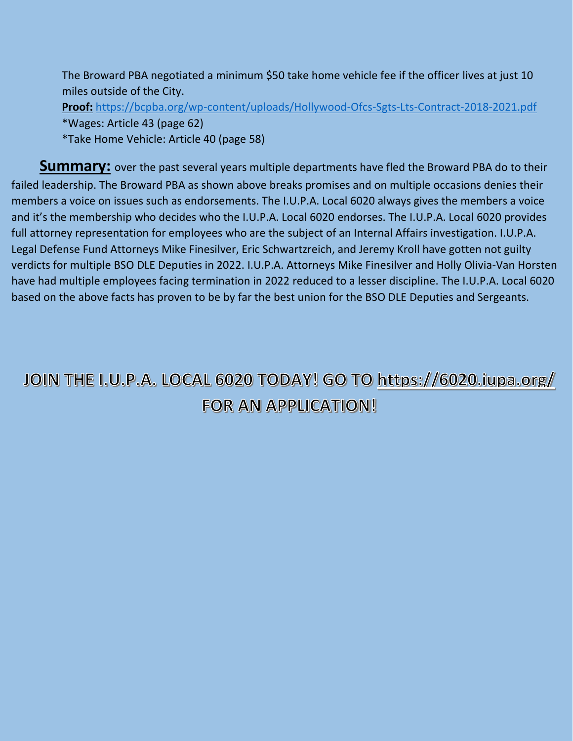The Broward PBA negotiated a minimum $50 take home vehicle fee if the officer lives at just 10 miles outside of the City.

**Proof:** https://bcpba.org/wp-content/uploads/Hollywood-Ofcs-Sgts-Lts-Contract-2018-2021.pdf

*Wages: Article 43 (page 62)

*Take Home Vehicle: Article 40 (page 58)

**Summary:** over the past several years multiple departments have fled the Broward PBA do to their failed leadership. The Broward PBA as shown above breaks promises and on multiple occasions denies their members a voice on issues such as endorsements. The I.U.P.A. Local 6020 always gives the members a voice and it's the membership who decides who the I.U.P.A. Local 6020 endorses. The I.U.P.A. Local 6020 provides full attorney representation for employees who are the subject of an Internal Affairs investigation. I.U.P.A. Legal Defense Fund Attorneys Mike Finesilver, Eric Schwartzreich, and Jeremy Kroll have gotten not guilty verdicts for multiple BSO DLE Deputies in 2022. I.U.P.A. Attorneys Mike Finesilver and Holly Olivia-Van Horsten have had multiple employees facing termination in 2022 reduced to a lesser discipline. The I.U.P.A. Local 6020 based on the above facts has proven to be by far the best union for the BSO DLE Deputies and Sergeants.

## JOIN THE I.U.P.A. LOCAL 6020 TODAY! GO TO https://6020.iupa.org/ FOR AN APPLICATION!